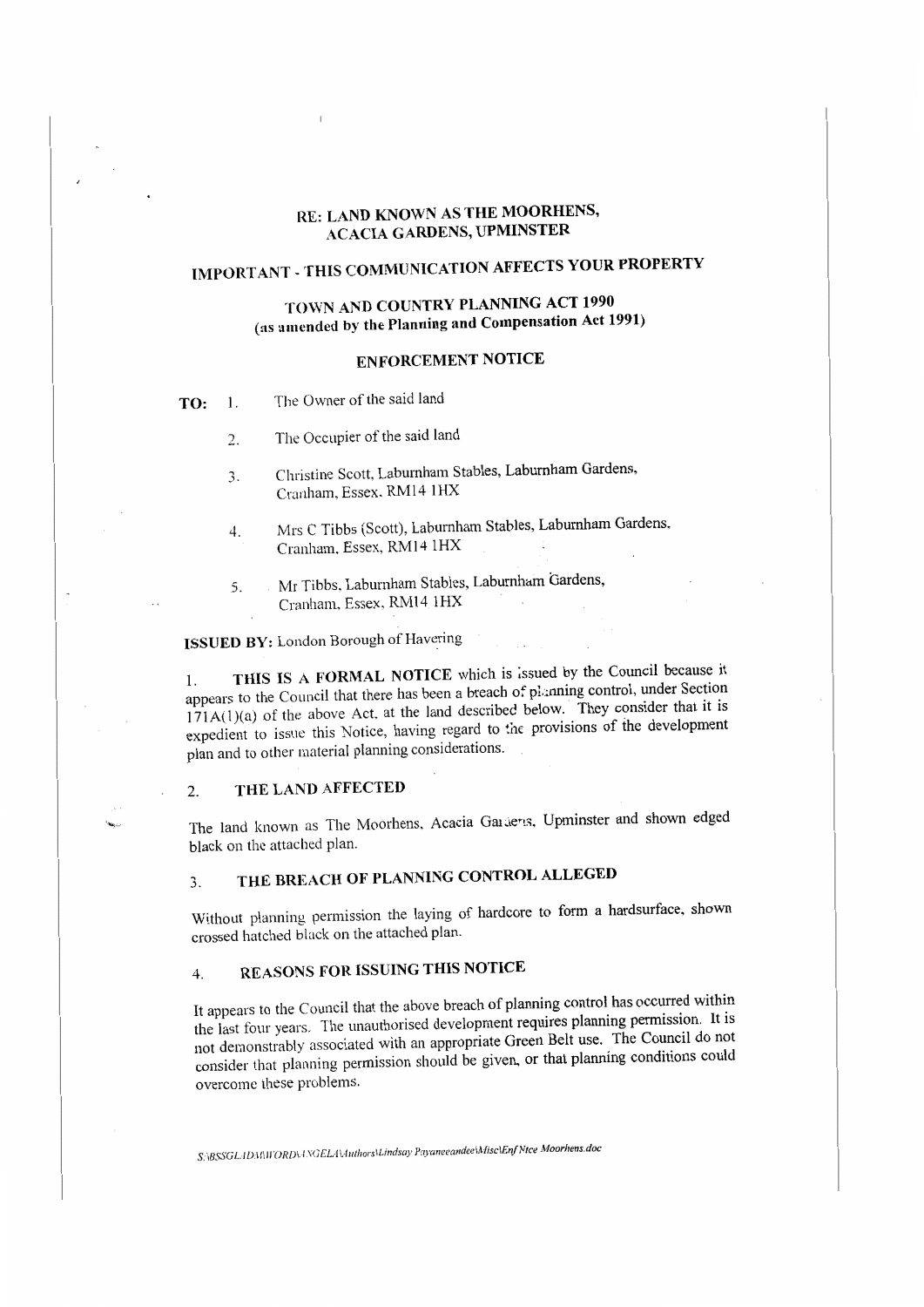## RE: LAND KNOWN AS THE MOORHENS, ACACIA GARDENS, UPMINSTER

## IMPORTANT - THIS COMMUNICATION AFFECTS YOUR PROPERTY

## TOWN AND COUNTRY PLANNING ACT 1990 (as amended by the Planning and Compensation Act 1991)

## ENFORCEMENT NOTICE

**TO:**

1. The Owner of the said land
2. The Occupier of the said land
3. Christine Scott, Laburnham Stables, Laburnham Gardens, Cranham, Essex. RM14 1HX
4. Mrs C Tibbs (Scott), Laburnham Stables, Laburnham Gardens, Cranham, Essex, RM14 1HX
5. Mr Tibbs, Laburnham Stables, Laburnham Gardens, Cranham, Essex, RM14 1HX

**ISSUED BY:** London Borough of Havering

1. **THIS IS A FORMAL NOTICE** which is issued by the Council because it appears to the Council that there has been a breach of planning control, under Section 171A(1)(a) of the above Act, at the land described below. They consider that it is expedient to issue this Notice, having regard to the provisions of the development plan and to other material planning considerations.

### 2. THE LAND AFFECTED

The land known as The Moorhens, Acacia Gardens, Upminster and shown edged black on the attached plan.

### 3. THE BREACH OF PLANNING CONTROL ALLEGED

Without planning permission the laying of hardcore to form a hardsurface, shown crossed hatched black on the attached plan.

### 4. REASONS FOR ISSUING THIS NOTICE

It appears to the Council that the above breach of planning control has occurred within the last four years. The unauthorised development requires planning permission. It is not demonstrably associated with an appropriate Green Belt use. The Council do not consider that planning permission should be given, or that planning conditions could overcome these problems.

*S:\BSSGLADM\WORD\ANGELA\Authors\Lindsay Payaneeandee\Misc\Enf Ntce Moorhens.doc*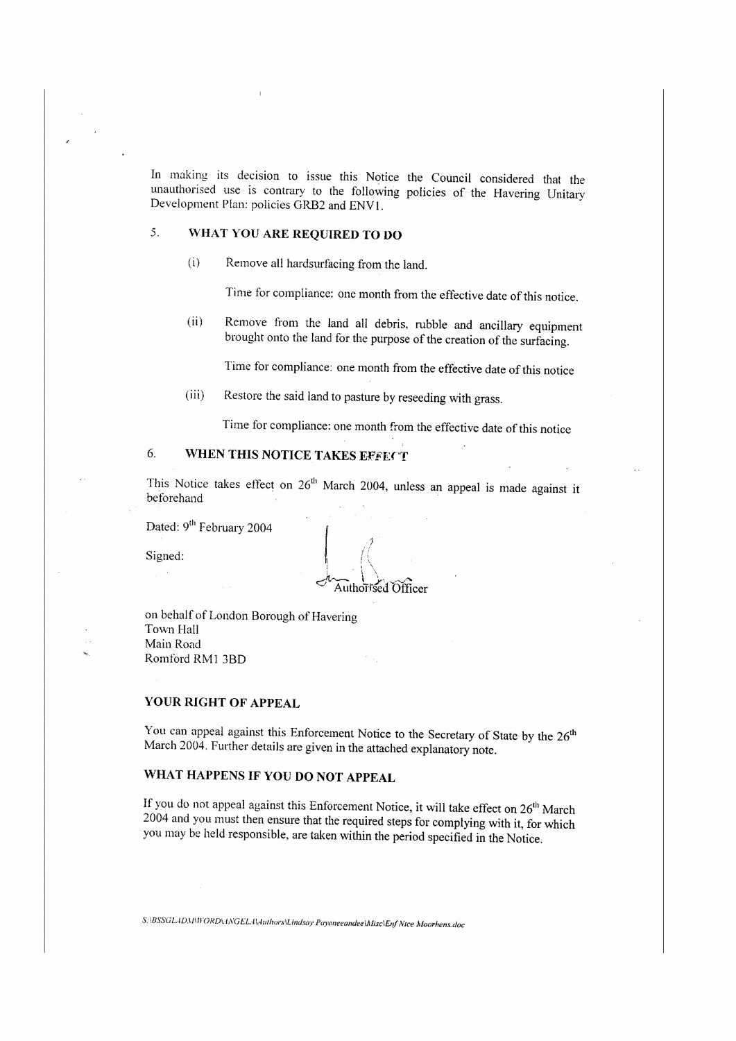In making its decision to issue this Notice the Council considered that the unauthorised use is contrary to the following policies of the Havering Unitary Development Plan: policies GRB2 and ENV1.

## 5. WHAT YOU ARE REQUIRED TO DO

(i) Remove all hardsurfacing from the land.

Time for compliance: one month from the effective date of this notice.

(ii) Remove from the land all debris, rubble and ancillary equipment brought onto the land for the purpose of the creation of the surfacing.

Time for compliance: one month from the effective date of this notice

(iii) Restore the said land to pasture by reseeding with grass.

Time for compliance: one month from the effective date of this notice

## 6. WHEN THIS NOTICE TAKES EFFECT

This Notice takes effect on 26th March 2004, unless an appeal is made against it beforehand

Dated: 9th February 2004

Signed:

Authorised Officer

on behalf of London Borough of Havering
Town Hall
Main Road
Romford RM1 3BD

## YOUR RIGHT OF APPEAL

You can appeal against this Enforcement Notice to the Secretary of State by the 26th March 2004. Further details are given in the attached explanatory note.

## WHAT HAPPENS IF YOU DO NOT APPEAL

If you do not appeal against this Enforcement Notice, it will take effect on 26th March 2004 and you must then ensure that the required steps for complying with it, for which you may be held responsible, are taken within the period specified in the Notice.

*S:\BSSGLADM\WORD\ANGELA\Authors\Lindsay Payoneeandee\Misc\Enf Ntce Moorhens.doc*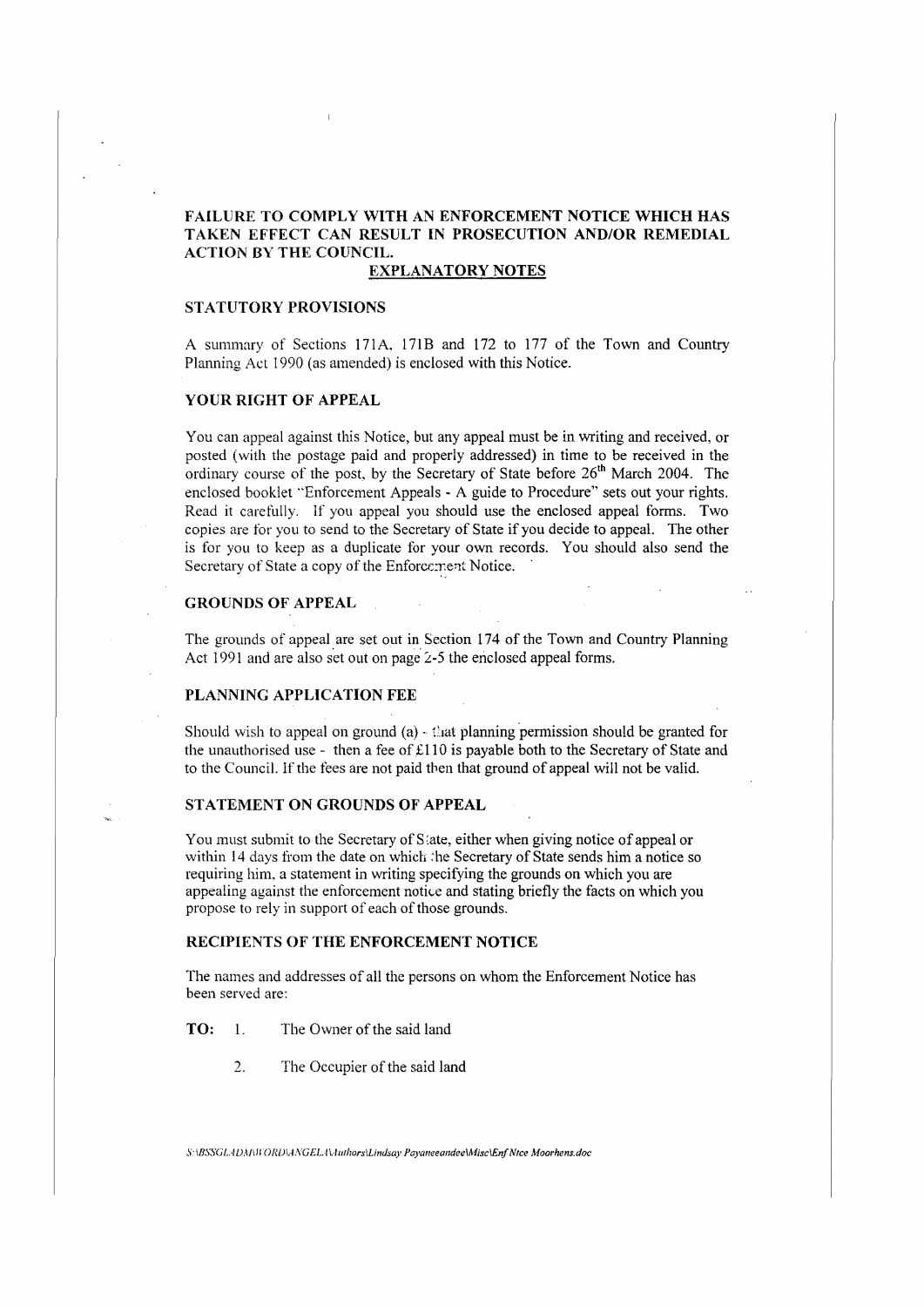**FAILURE TO COMPLY WITH AN ENFORCEMENT NOTICE WHICH HAS TAKEN EFFECT CAN RESULT IN PROSECUTION AND/OR REMEDIAL ACTION BY THE COUNCIL.**

## EXPLANATORY NOTES

### STATUTORY PROVISIONS

A summary of Sections 171A, 171B and 172 to 177 of the Town and Country Planning Act 1990 (as amended) is enclosed with this Notice.

### YOUR RIGHT OF APPEAL

You can appeal against this Notice, but any appeal must be in writing and received, or posted (with the postage paid and properly addressed) in time to be received in the ordinary course of the post, by the Secretary of State before 26th March 2004. The enclosed booklet "Enforcement Appeals - A guide to Procedure" sets out your rights. Read it carefully. If you appeal you should use the enclosed appeal forms. Two copies are for you to send to the Secretary of State if you decide to appeal. The other is for you to keep as a duplicate for your own records. You should also send the Secretary of State a copy of the Enforcement Notice.

### GROUNDS OF APPEAL

The grounds of appeal are set out in Section 174 of the Town and Country Planning Act 1991 and are also set out on page 2-5 the enclosed appeal forms.

### PLANNING APPLICATION FEE

Should wish to appeal on ground (a) - that planning permission should be granted for the unauthorised use - then a fee of £110 is payable both to the Secretary of State and to the Council. If the fees are not paid then that ground of appeal will not be valid.

### STATEMENT ON GROUNDS OF APPEAL

You must submit to the Secretary of State, either when giving notice of appeal or within 14 days from the date on which the Secretary of State sends him a notice so requiring him, a statement in writing specifying the grounds on which you are appealing against the enforcement notice and stating briefly the facts on which you propose to rely in support of each of those grounds.

### RECIPIENTS OF THE ENFORCEMENT NOTICE

The names and addresses of all the persons on whom the Enforcement Notice has been served are:

**TO:** 1. The Owner of the said land

2. The Occupier of the said land

*S:\BSSGLADMIN\WORD\ANGELA\Authors\Lindsay Payaneeandee\Misc\Enf Ntce Moorhens.doc*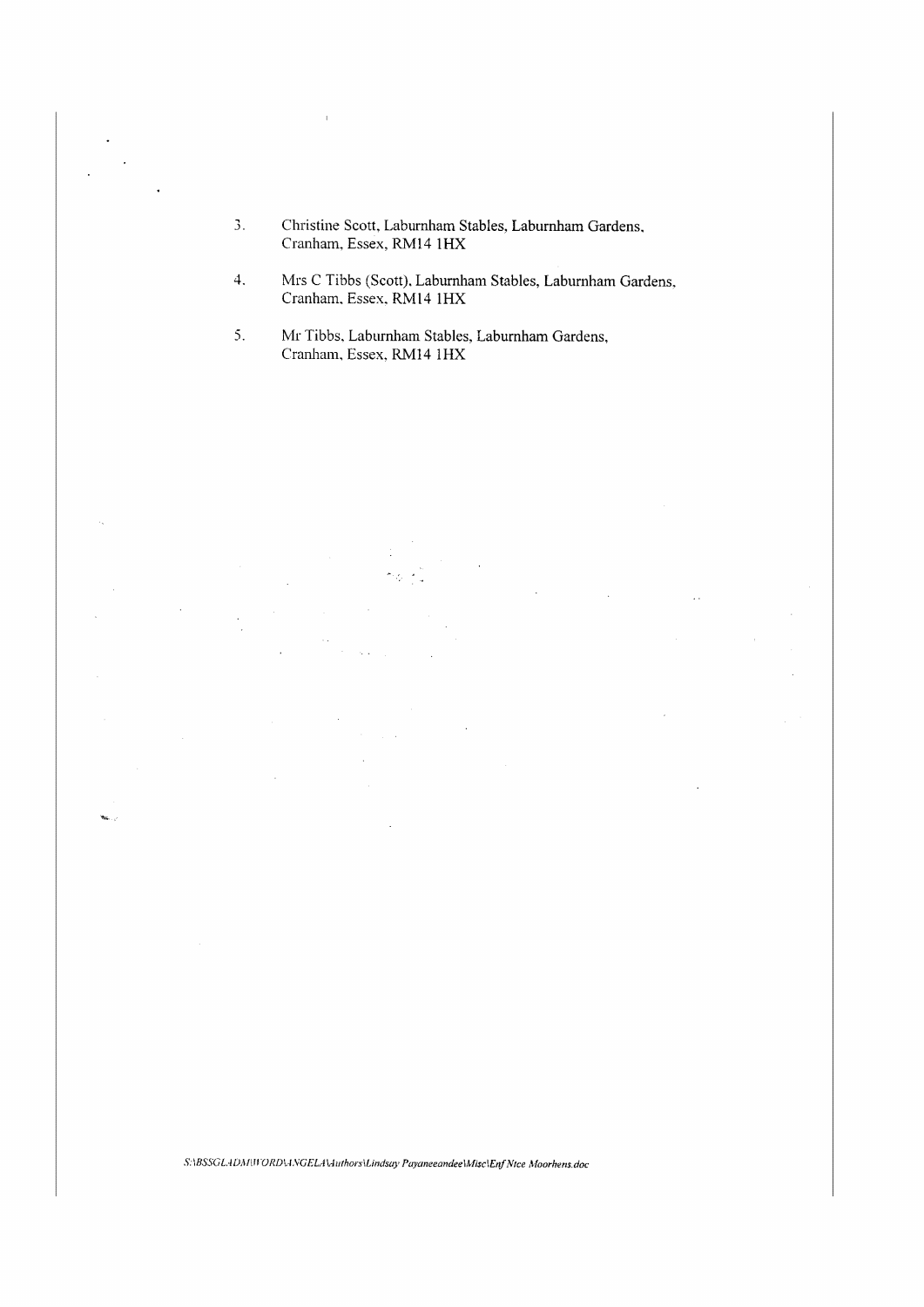3. Christine Scott, Laburnham Stables, Laburnham Gardens, Cranham, Essex, RM14 1HX

4. Mrs C Tibbs (Scott), Laburnham Stables, Laburnham Gardens, Cranham, Essex, RM14 1HX

5. Mr Tibbs, Laburnham Stables, Laburnham Gardens, Cranham, Essex, RM14 1HX

*S:\BSSGLADM\WORD\ANGELA\Authors\Lindsay Payaneeandee\Misc\Enf Ntce Moorhens.doc*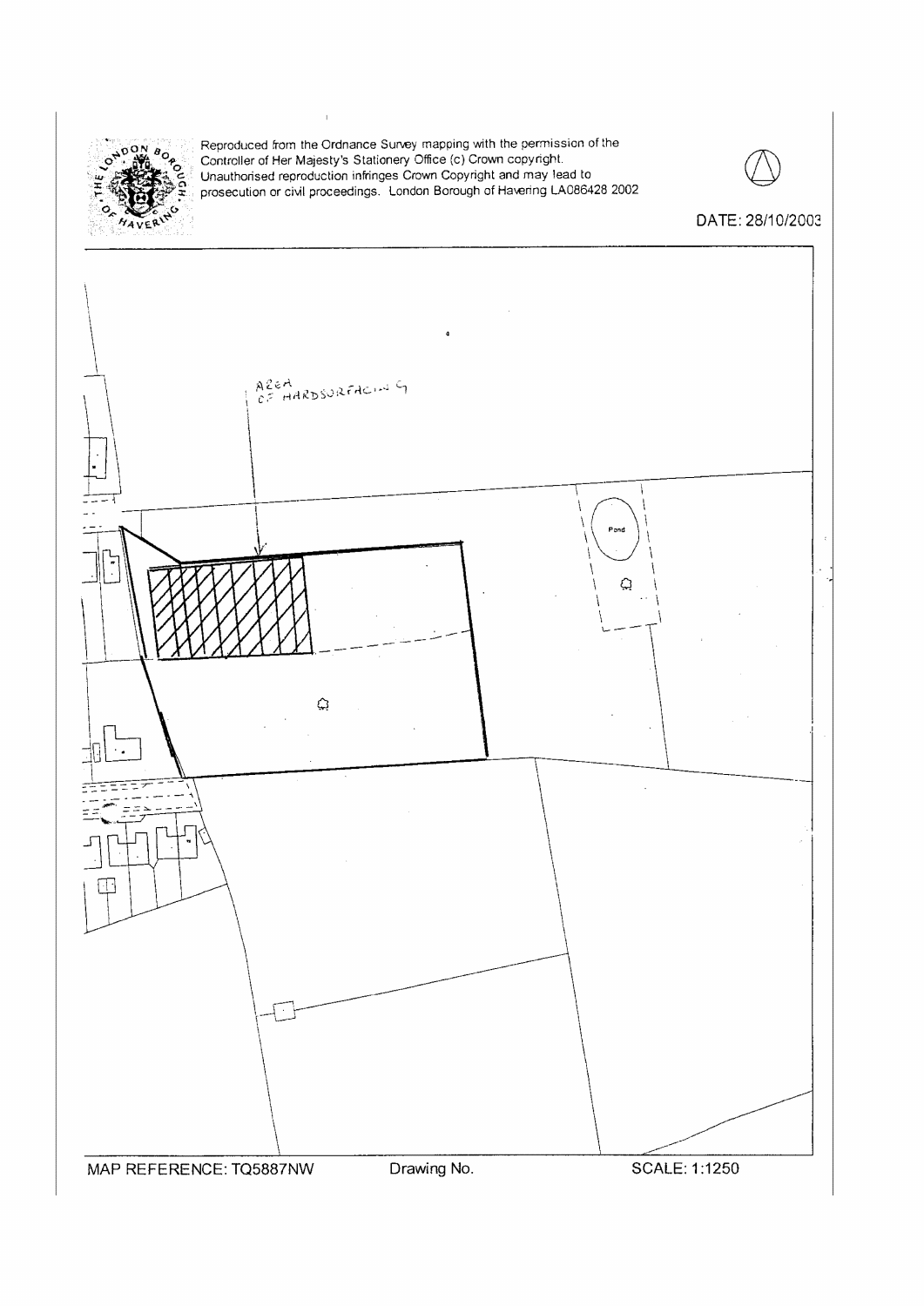Reproduced from the Ordnance Survey mapping with the permission of the Controller of Her Majesty's Stationery Office (c) Crown copyright. Unauthorised reproduction infringes Crown Copyright and may lead to prosecution or civil proceedings. London Borough of Havering LA086428 2002

DATE: 28/10/2003

AREA OF HARDSURFACING

Pond

MAP REFERENCE: TQ5887NW

Drawing No.

SCALE: 1:1250